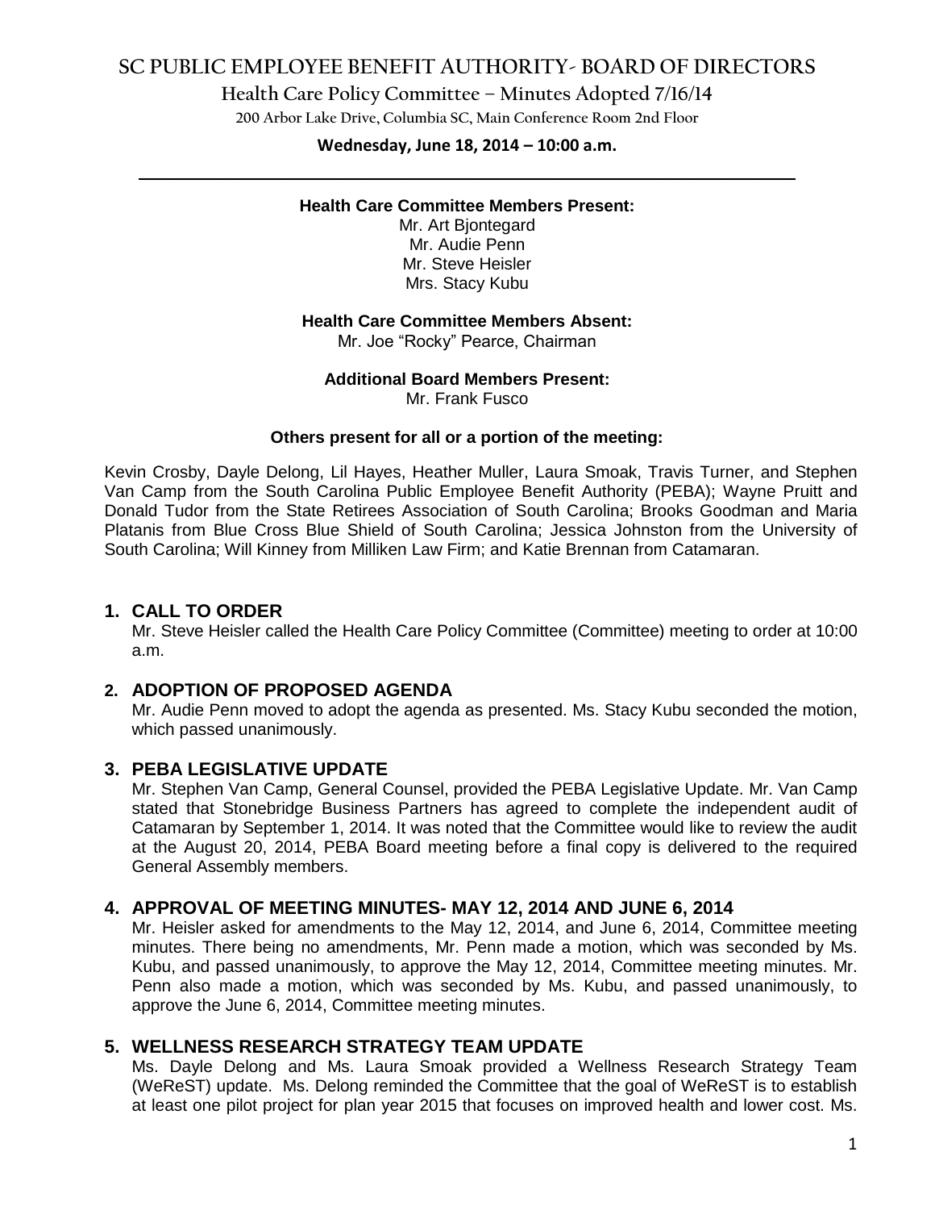# SC PUBLIC EMPLOYEE BENEFIT AUTHORITY- BOARD OF DIRECTORS

## Health Care Policy Committee – Minutes Adopted 7/16/14

200 Arbor Lake Drive, Columbia SC, Main Conference Room 2nd Floor

**Wednesday, June 18, 2014 – 10:00 a.m.**

---

**Health Care Committee Members Present:**

Mr. Art Bjontegard
Mr. Audie Penn
Mr. Steve Heisler
Mrs. Stacy Kubu

**Health Care Committee Members Absent:**

Mr. Joe "Rocky" Pearce, Chairman

**Additional Board Members Present:**

Mr. Frank Fusco

**Others present for all or a portion of the meeting:**

Kevin Crosby, Dayle Delong, Lil Hayes, Heather Muller, Laura Smoak, Travis Turner, and Stephen Van Camp from the South Carolina Public Employee Benefit Authority (PEBA); Wayne Pruitt and Donald Tudor from the State Retirees Association of South Carolina; Brooks Goodman and Maria Platanis from Blue Cross Blue Shield of South Carolina; Jessica Johnston from the University of South Carolina; Will Kinney from Milliken Law Firm; and Katie Brennan from Catamaran.

### 1. CALL TO ORDER

Mr. Steve Heisler called the Health Care Policy Committee (Committee) meeting to order at 10:00 a.m.

### 2. ADOPTION OF PROPOSED AGENDA

Mr. Audie Penn moved to adopt the agenda as presented. Ms. Stacy Kubu seconded the motion, which passed unanimously.

### 3. PEBA LEGISLATIVE UPDATE

Mr. Stephen Van Camp, General Counsel, provided the PEBA Legislative Update. Mr. Van Camp stated that Stonebridge Business Partners has agreed to complete the independent audit of Catamaran by September 1, 2014. It was noted that the Committee would like to review the audit at the August 20, 2014, PEBA Board meeting before a final copy is delivered to the required General Assembly members.

### 4. APPROVAL OF MEETING MINUTES- MAY 12, 2014 AND JUNE 6, 2014

Mr. Heisler asked for amendments to the May 12, 2014, and June 6, 2014, Committee meeting minutes. There being no amendments, Mr. Penn made a motion, which was seconded by Ms. Kubu, and passed unanimously, to approve the May 12, 2014, Committee meeting minutes. Mr. Penn also made a motion, which was seconded by Ms. Kubu, and passed unanimously, to approve the June 6, 2014, Committee meeting minutes.

### 5. WELLNESS RESEARCH STRATEGY TEAM UPDATE

Ms. Dayle Delong and Ms. Laura Smoak provided a Wellness Research Strategy Team (WeReST) update. Ms. Delong reminded the Committee that the goal of WeReST is to establish at least one pilot project for plan year 2015 that focuses on improved health and lower cost. Ms.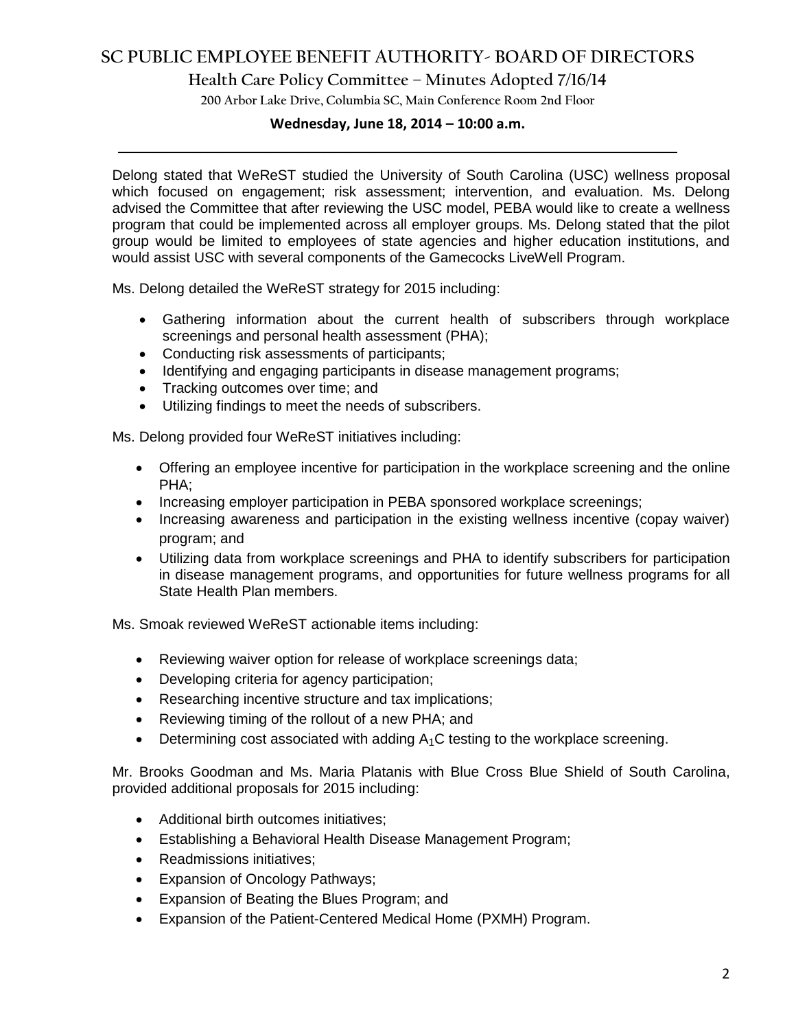Delong stated that WeReST studied the University of South Carolina (USC) wellness proposal which focused on engagement; risk assessment; intervention, and evaluation. Ms. Delong advised the Committee that after reviewing the USC model, PEBA would like to create a wellness program that could be implemented across all employer groups. Ms. Delong stated that the pilot group would be limited to employees of state agencies and higher education institutions, and would assist USC with several components of the Gamecocks LiveWell Program.

Ms. Delong detailed the WeReST strategy for 2015 including:

- Gathering information about the current health of subscribers through workplace screenings and personal health assessment (PHA);
- Conducting risk assessments of participants;
- Identifying and engaging participants in disease management programs;
- Tracking outcomes over time; and
- Utilizing findings to meet the needs of subscribers.

Ms. Delong provided four WeReST initiatives including:

- Offering an employee incentive for participation in the workplace screening and the online PHA;
- Increasing employer participation in PEBA sponsored workplace screenings;
- Increasing awareness and participation in the existing wellness incentive (copay waiver) program; and
- Utilizing data from workplace screenings and PHA to identify subscribers for participation in disease management programs, and opportunities for future wellness programs for all State Health Plan members.

Ms. Smoak reviewed WeReST actionable items including:

- Reviewing waiver option for release of workplace screenings data;
- Developing criteria for agency participation;
- Researching incentive structure and tax implications;
- Reviewing timing of the rollout of a new PHA; and
- Determining cost associated with adding $A_1C$ testing to the workplace screening.

Mr. Brooks Goodman and Ms. Maria Platanis with Blue Cross Blue Shield of South Carolina, provided additional proposals for 2015 including:

- Additional birth outcomes initiatives;
- Establishing a Behavioral Health Disease Management Program;
- Readmissions initiatives;
- Expansion of Oncology Pathways;
- Expansion of Beating the Blues Program; and
- Expansion of the Patient-Centered Medical Home (PXMH) Program.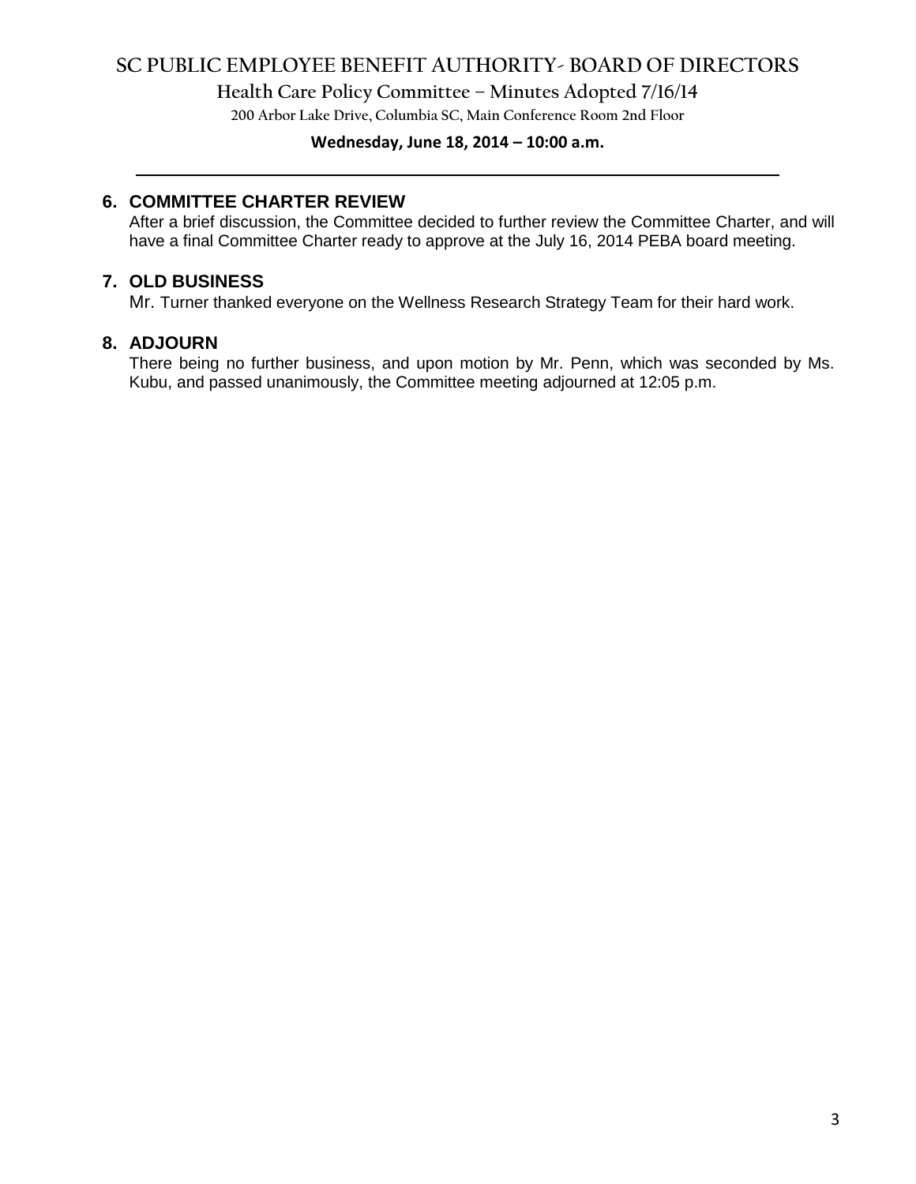## 6. COMMITTEE CHARTER REVIEW

After a brief discussion, the Committee decided to further review the Committee Charter, and will have a final Committee Charter ready to approve at the July 16, 2014 PEBA board meeting.

## 7. OLD BUSINESS

Mr. Turner thanked everyone on the Wellness Research Strategy Team for their hard work.

## 8. ADJOURN

There being no further business, and upon motion by Mr. Penn, which was seconded by Ms. Kubu, and passed unanimously, the Committee meeting adjourned at 12:05 p.m.